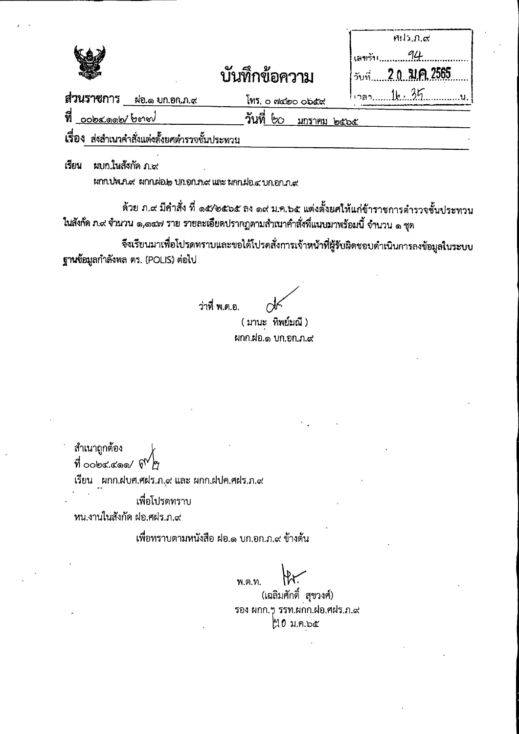ศฝร.ภ.๙
เลขรับ 94
วันที่ 20 ม.ค. 2565
เวลา 16.35 น.

# บันทึกข้อความ

**ส่วนราชการ** ฝอ.๑ บก.อก.ภ.๙ โทร. ๐ ๗๔๒๐ ๐๖๕๙

**ที่** ๐๐๒๔.๑๑๒/ ๖๓๗ **วันที่** ๒๐ มกราคม ๒๕๖๕

**เรื่อง** ส่งสำเนาคำสั่งแต่งตั้งยศตำรวจชั้นประทวน

**เรียน** ผบก.ในสังกัด ภ.๙

ผกก.ปพ.ภ.๙ ผกก.ฝอ.๒ บก.อก.ภ.๙ และ ผกก.ฝอ.๔ บก.อก.ภ.๙

ด้วย ภ.๙ มีคำสั่ง ที่ ๑๕/๒๕๖๕ ลง ๑๙ ม.ค.๖๕ แต่งตั้งยศให้แก่ข้าราชการตำรวจชั้นประทวน ในสังกัด ภ.๙ จำนวน ๑,๑๔๗ ราย รายละเอียดปรากฏตามสำเนาคำสั่งที่แนบมาพร้อมนี้ จำนวน ๑ ชุด

จึงเรียนมาเพื่อโปรดทราบและขอได้โปรดสั่งการเจ้าหน้าที่ผู้รับผิดชอบดำเนินการลงข้อมูลในระบบ ฐานข้อมูลกำลังพล ตร. (POLIS) ต่อไป

ว่าที่ พ.ต.อ.

( มานะ ทิพย์มณี )

ผกก.ฝอ.๑ บก.อก.ภ.๙

---

สำเนาถูกต้อง

ที่ ๐๐๒๔.๔๑๑/ ๙๒

เรียน ผกก.ฝบศ.ศฝร.ภ.๙ และ ผกก.ฝปค.ศฝร.ภ.๙

เพื่อโปรดทราบ

หน.งานในสังกัด ฝอ.ศฝร.ภ.๙

เพื่อทราบตามหนังสือ ฝอ.๑ บก.อก.ภ.๙ ข้างต้น

พ.ต.ท.

(เฉลิมศักดิ์ สุขวงศ์)

รอง ผกก.ฯ รรท.ผกก.ฝอ.ศฝร.ภ.๙

๒๐ ม.ค.๖๕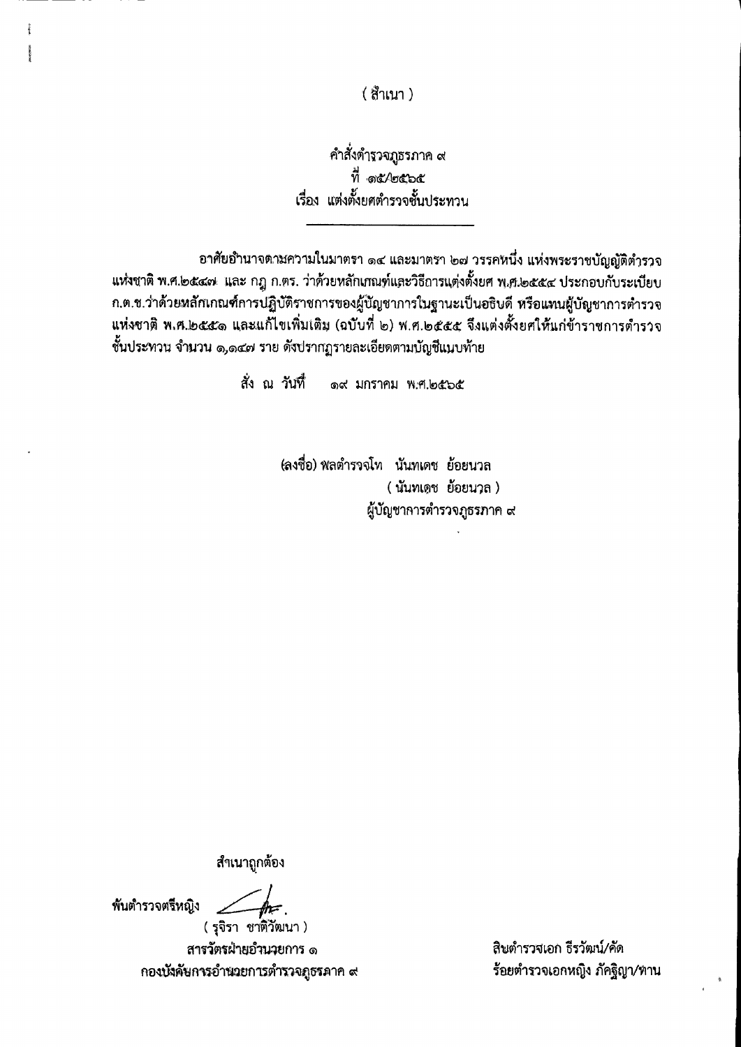( สำเนา )

คำสั่งตำรวจภูธรภาค ๙
ที่ ๑๕/๒๕๖๕
เรื่อง แต่งตั้งยศตำรวจชั้นประทวน

อาศัยอำนาจตามความในมาตรา ๑๔ และมาตรา ๒๗ วรรคหนึ่ง แห่งพระราชบัญญัติตำรวจแห่งชาติ พ.ศ.๒๕๔๗ และ กฎ ก.ตร. ว่าด้วยหลักเกณฑ์และวิธีการแต่งตั้งยศ พ.ศ.๒๕๕๔ ประกอบกับระเบียบ ก.ต.ช.ว่าด้วยหลักเกณฑ์การปฏิบัติราชการของผู้บัญชาการในฐานะเป็นอธิบดี หรือแทนผู้บัญชาการตำรวจแห่งชาติ พ.ศ.๒๕๕๑ และแก้ไขเพิ่มเติม (ฉบับที่ ๒) พ.ศ.๒๕๕๕ จึงแต่งตั้งยศให้แก่ข้าราชการตำรวจชั้นประทวน จำนวน ๑,๑๔๗ ราย ดังปรากฏรายละเอียดตามบัญชีแนบท้าย

สั่ง ณ วันที่ ๑๙ มกราคม พ.ศ.๒๕๖๕

(ลงชื่อ) พลตำรวจโท นันทเดช ย้อยนวล
( นันทเดช ย้อยนวล )
ผู้บัญชาการตำรวจภูธรภาค ๙

สำเนาถูกต้อง

พันตำรวจตรีหญิง
( รุจิรา ชาติวัฒนา )
สารวัตรฝ่ายอำนวยการ ๑
กองบังคับการอำนวยการตำรวจภูธรภาค ๙

สิบตำรวจเอก ธีรวัฒน์/คัด
ร้อยตำรวจเอกหญิง ภัคฐิญา/ทาน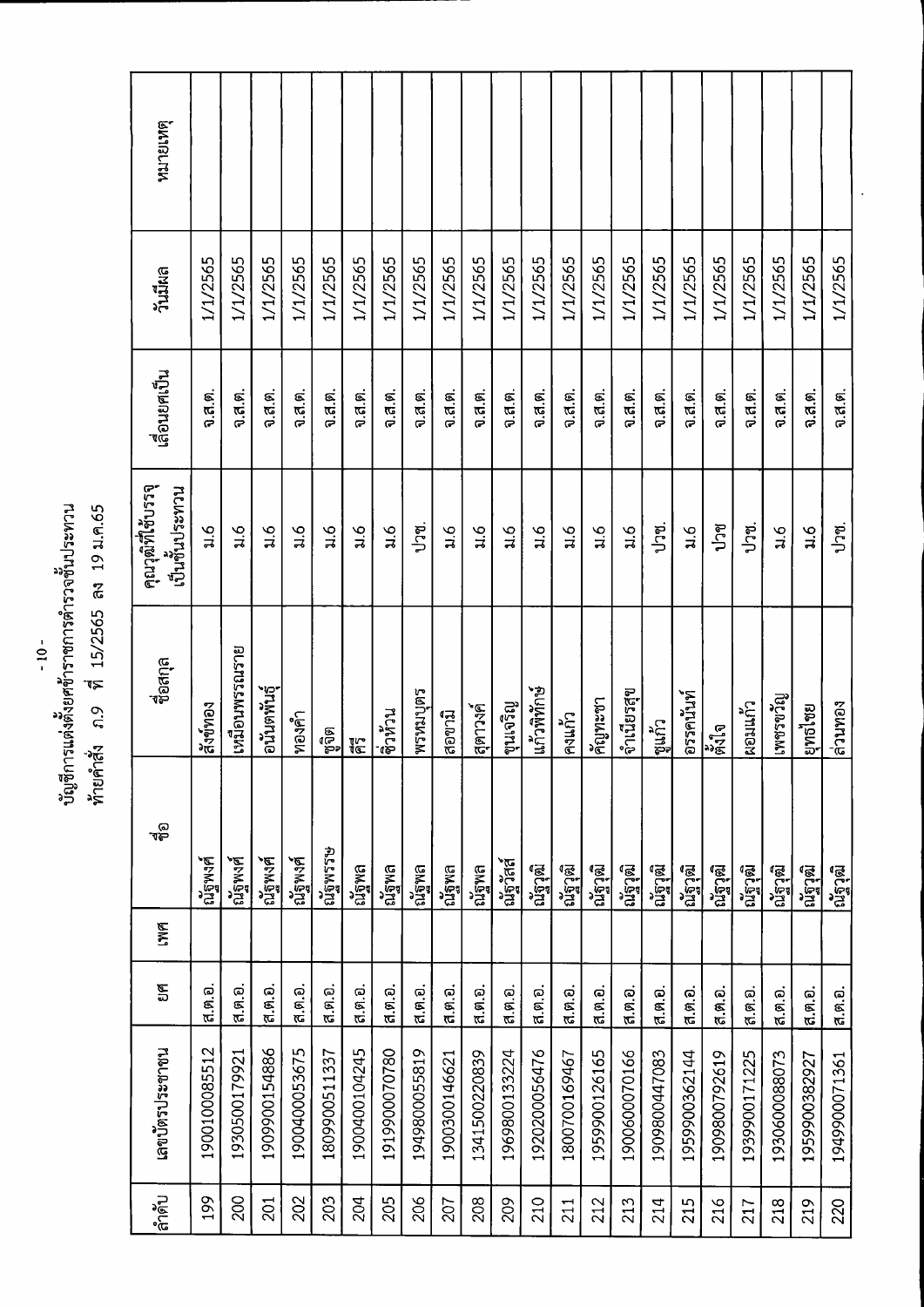บัญชีการแต่งตั้งยศข้าราชการตำรวจชั้นประทวน

ท้ายคำสั่ง ภ.9 ที่ 15/2565 ลง 19 ม.ค.65

| ลำดับ | เลขบัตรประชาชน | ยศ | เพศ | ชื่อ | ชื่อสกุล | คุณวุฒิที่ใช้บรรจุเป็นชั้นประทวน | เลื่อนยศเป็น | วันมีผล | หมายเหตุ |
|---|---|---|---|---|---|---|---|---|---|
| 199 | 1900100085512 | ส.ต.อ. | | ณัฐพงศ์ | สังข์ทอง | ม.6 | จ.ส.ต. | 1/1/2565 | |
| 200 | 1930500179921 | ส.ต.อ. | | ณัฐพงศ์ | เหมือนพรรณราย | ม.6 | จ.ส.ต. | 1/1/2565 | |
| 201 | 1909900154886 | ส.ต.อ. | | ณัฐพงศ์ | อนันตพันธุ์ | ม.6 | จ.ส.ต. | 1/1/2565 | |
| 202 | 1900400053675 | ส.ต.อ. | | ณัฐพงศ์ | ทองคำ | ม.6 | จ.ส.ต. | 1/1/2565 | |
| 203 | 1809900511337 | ส.ต.อ. | | ณัฐพรรษ | ชูจิต | ม.6 | จ.ส.ต. | 1/1/2565 | |
| 204 | 1900400104245 | ส.ต.อ. | | ณัฐพล | ศีรี | ม.6 | จ.ส.ต. | 1/1/2565 | |
| 205 | 1919900070780 | ส.ต.อ. | | ณัฐพล | ชีวห้วน | ม.6 | จ.ส.ต. | 1/1/2565 | |
| 206 | 1949800055819 | ส.ต.อ. | | ณัฐพล | พรหมบุตร | ปวช. | จ.ส.ต. | 1/1/2565 | |
| 207 | 1900300146621 | ส.ต.อ. | | ณัฐพล | สอขามิ | ม.6 | จ.ส.ต. | 1/1/2565 | |
| 208 | 1341500220839 | ส.ต.อ. | | ณัฐพล | สุดาวงศ์ | ม.6 | จ.ส.ต. | 1/1/2565 | |
| 209 | 1969800133224 | ส.ต.อ. | | ณัฐวัสส์ | ขุนเจริญ | ม.6 | จ.ส.ต. | 1/1/2565 | |
| 210 | 1920200056476 | ส.ต.อ. | | ณัฐวุฒิ | แก้วพิทักษ์ | ม.6 | จ.ส.ต. | 1/1/2565 | |
| 211 | 1800700169467 | ส.ต.อ. | | ณัฐวุฒิ | คงแก้ว | ม.6 | จ.ส.ต. | 1/1/2565 | |
| 212 | 1959900126165 | ส.ต.อ. | | ณัฐวุฒิ | คัญทะชา | ม.6 | จ.ส.ต. | 1/1/2565 | |
| 213 | 1900600070166 | ส.ต.อ. | | ณัฐวุฒิ | จำเนียรสุข | ม.6 | จ.ส.ต. | 1/1/2565 | |
| 214 | 1909800447083 | ส.ต.อ. | | ณัฐวุฒิ | ชูแก้ว | ปวช. | จ.ส.ต. | 1/1/2565 | |
| 215 | 1959900362144 | ส.ต.อ. | | ณัฐวุฒิ | อรรคนันท์ | ม.6 | จ.ส.ต. | 1/1/2565 | |
| 216 | 1909800792619 | ส.ต.อ. | | ณัฐวุฒิ | ตั้งใจ | ปวช | จ.ส.ต. | 1/1/2565 | |
| 217 | 1939900171225 | ส.ต.อ. | | ณัฐวุฒิ | ผอมแก้ว | ปวช. | จ.ส.ต. | 1/1/2565 | |
| 218 | 1930600088073 | ส.ต.อ. | | ณัฐวุฒิ | เพชรขวัญ | ม.6 | จ.ส.ต. | 1/1/2565 | |
| 219 | 1959900382927 | ส.ต.อ. | | ณัฐวุฒิ | ยุทธไชย | ม.6 | จ.ส.ต. | 1/1/2565 | |
| 220 | 1949900071361 | ส.ต.อ. | | ณัฐวุฒิ | ล่วนทอง | ปวช. | จ.ส.ต. | 1/1/2565 | |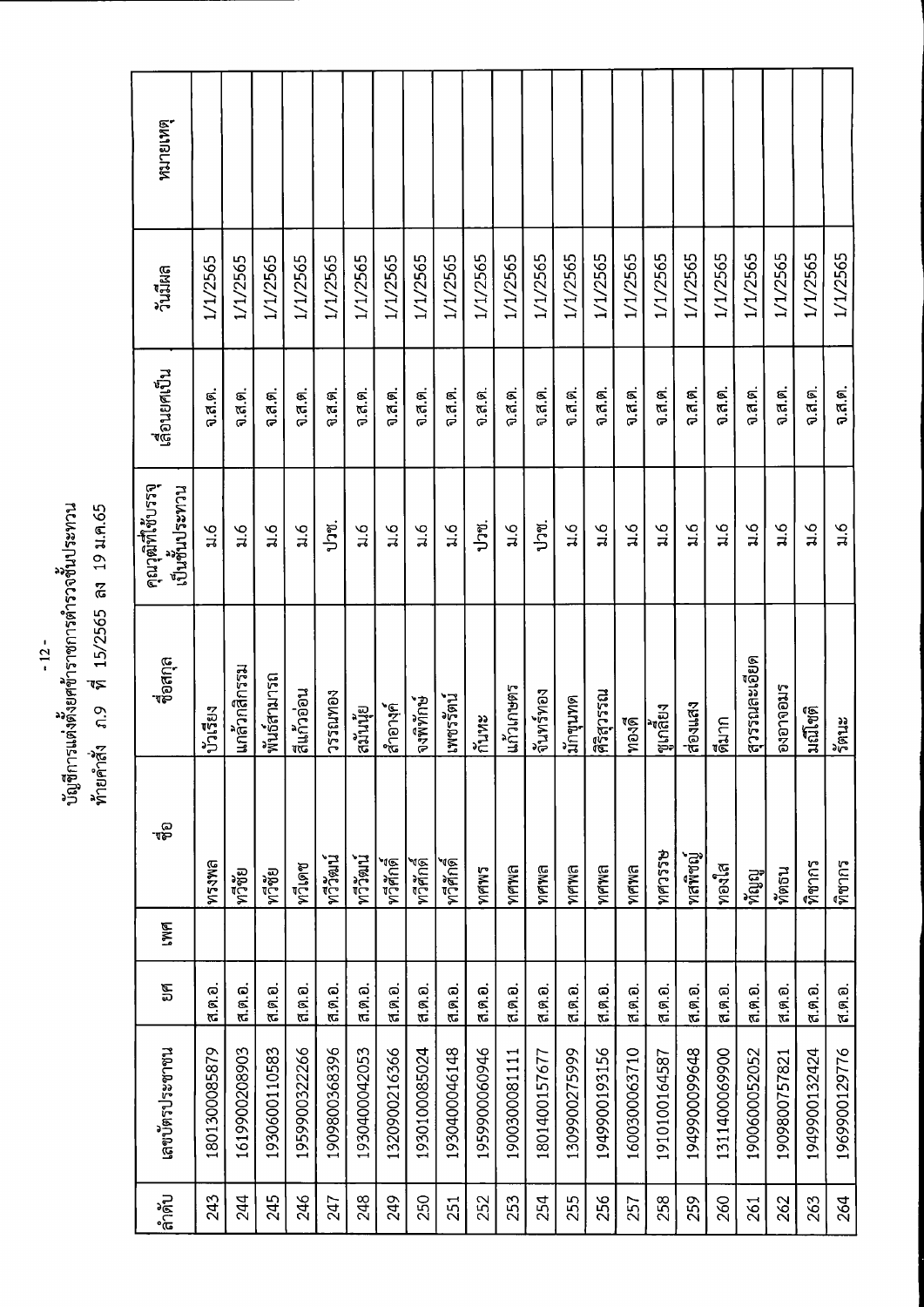บัญชีการแต่งตั้งยศข้าราชการตำรวจชั้นประทวน
ท้ายคำสั่ง ภ.9 ที่ 15/2565 ลง 19 ม.ค.65

| ลำดับ | เลขบัตรประชาชน | ยศ | เพศ | ชื่อ | ชื่อสกุล | คุณวุฒิที่ใช้บรรจุเป็นชั้นประทวน | เลื่อนยศเป็น | วันมีผล | หมายเหตุ |
|---|---|---|---|---|---|---|---|---|---|
| 243 | 1801300085879 | ส.ต.อ. | | ทรงพล | บัวเรียง | ม.6 | จ.ส.ต. | 1/1/2565 | |
| 244 | 1619900208903 | ส.ต.อ. | | ทวีชัย | แก้วกสิกรรม | ม.6 | จ.ส.ต. | 1/1/2565 | |
| 245 | 1930600110583 | ส.ต.อ. | | ทวีชัย | พันธ์สามารถ | ม.6 | จ.ส.ต. | 1/1/2565 | |
| 246 | 1959900322266 | ส.ต.อ. | | ทวีเดช | สีแก้วอ่อน | ม.6 | จ.ส.ต. | 1/1/2565 | |
| 247 | 1909800368396 | ส.ต.อ. | | ทวีวัฒน์ | วรรณทอง | ปวช. | จ.ส.ต. | 1/1/2565 | |
| 248 | 1930400042053 | ส.ต.อ. | | ทวีวัฒน์ | สม้นุ้ย | ม.6 | จ.ส.ต. | 1/1/2565 | |
| 249 | 1320900216366 | ส.ต.อ. | | ทวีศักดิ์ | ลำดวงค์ | ม.6 | จ.ส.ต. | 1/1/2565 | |
| 250 | 1930100085024 | ส.ต.อ. | | ทวีศักดิ์ | จงพิทักษ์ | ม.6 | จ.ส.ต. | 1/1/2565 | |
| 251 | 1930400046148 | ส.ต.อ. | | ทวีศักดิ์ | เพชรรัตน์ | ม.6 | จ.ส.ต. | 1/1/2565 | |
| 252 | 1959900060946 | ส.ต.อ. | | ทศพร | กันหะ | ปวช. | จ.ส.ต. | 1/1/2565 | |
| 253 | 1900300081111 | ส.ต.อ. | | ทศพล | แก้วเกษตร | ม.6 | จ.ส.ต. | 1/1/2565 | |
| 254 | 1801400157677 | ส.ต.อ. | | ทศพล | จันทร์ทอง | ปวช. | จ.ส.ต. | 1/1/2565 | |
| 255 | 1309900275999 | ส.ต.อ. | | ทศพล | มักขุนทด | ม.6 | จ.ส.ต. | 1/1/2565 | |
| 256 | 1949900193156 | ส.ต.อ. | | ทศพล | ศิริสุวรรณ | ม.6 | จ.ส.ต. | 1/1/2565 | |
| 257 | 1600300063710 | ส.ต.อ. | | ทศพล | ทองดี | ม.6 | จ.ส.ต. | 1/1/2565 | |
| 258 | 1910100164587 | ส.ต.อ. | | ทศวรรษ | ชูเกลี้ยง | ม.6 | จ.ส.ต. | 1/1/2565 | |
| 259 | 1949900099648 | ส.ต.อ. | | ทศพิชญ์ | สองแสง | ม.6 | จ.ส.ต. | 1/1/2565 | |
| 260 | 1311400069900 | ส.ต.อ. | | ทองใส | ดีมาก | ม.6 | จ.ส.ต. | 1/1/2565 | |
| 261 | 1900600052052 | ส.ต.อ. | | ทัญญู | สุวรรณละเอียด | ม.6 | จ.ส.ต. | 1/1/2565 | |
| 262 | 1909800757821 | ส.ต.อ. | | ทัตธน | อจองอมร | ม.6 | จ.ส.ต. | 1/1/2565 | |
| 263 | 1949900132424 | ส.ต.อ. | | ทิชากร | มณีโชติ | ม.6 | จ.ส.ต. | 1/1/2565 | |
| 264 | 1969900129776 | ส.ต.อ. | | ทิชากร | รัตนะ | ม.6 | จ.ส.ต. | 1/1/2565 | |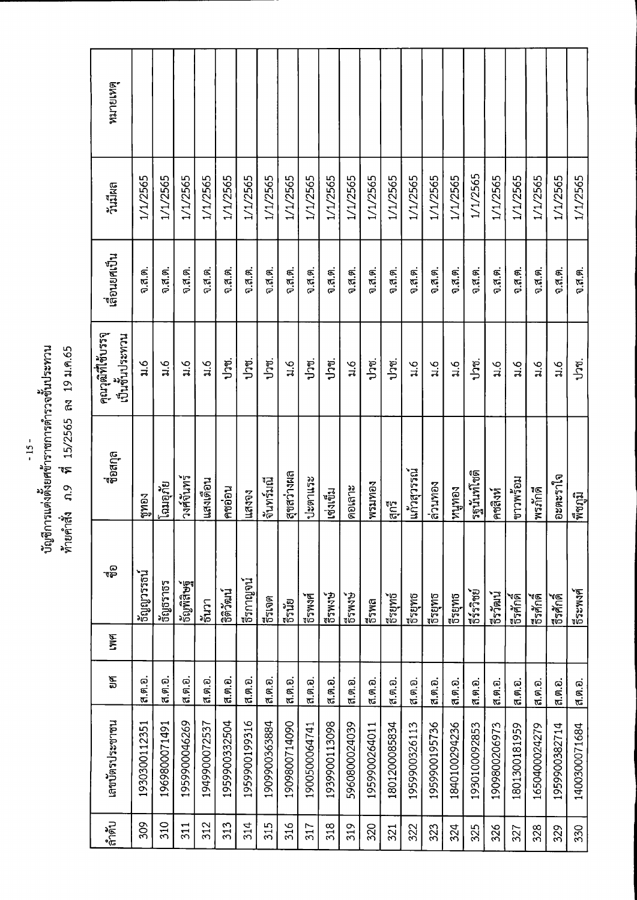บัญชีการแต่งตั้งยศข้าราชการตำรวจชั้นประทวน

ท้ายคำสั่ง ภ.9 ที่ 15/2565 ลง 19 ม.ค.65

| ลำดับ | เลขบัตรประชาชน | ยศ | เพศ | ชื่อ | ชื่อสกุล | คุณวุฒิที่ใช้บรรจุเป็นชั้นประทวน | เลื่อนยศเป็น | วันมีผล | หมายเหตุ |
|---|---|---|---|---|---|---|---|---|---|
| 309 | 1930300112351 | ส.ต.อ. | | ธัญญวรรธน์ | ชูทอง | ม.6 | จ.ส.ต. | 1/1/2565 | |
| 310 | 1969800071491 | ส.ต.อ. | | ธัญธราธร | โฉมอุภัย | ม.6 | จ.ส.ต. | 1/1/2565 | |
| 311 | 1959900046269 | ส.ต.อ. | | ธัญพิสิษฐ์ | วงศ์จันทร์ | ม.6 | จ.ส.ต. | 1/1/2565 | |
| 312 | 1949900072537 | ส.ต.อ. | | ธันวา | แสงเดือน | ม.6 | จ.ส.ต. | 1/1/2565 | |
| 313 | 1959900332504 | ส.ต.อ. | | ธิติวัฒน์ | คงอ่อน | ปวช. | จ.ส.ต. | 1/1/2565 | |
| 314 | 1959900199316 | ส.ต.อ. | | ธีรกาญจน์ | แสงจง | ปวช. | จ.ส.ต. | 1/1/2565 | |
| 315 | 1909900363884 | ส.ต.อ. | | ธีรเดช | จันทร์มณี | ปวช. | จ.ส.ต. | 1/1/2565 | |
| 316 | 1909800714090 | ส.ต.อ. | | ธีรนัย | สุขสว่างผล | ม.6 | จ.ส.ต. | 1/1/2565 | |
| 317 | 1900500064741 | ส.ต.อ. | | ธีรพงศ์ | ประดาแรง | ปวช. | จ.ส.ต. | 1/1/2565 | |
| 318 | 1939900113098 | ส.ต.อ. | | ธีรพงษ์ | เซ่งเซ็ม | ปวช. | จ.ส.ต. | 1/1/2565 | |
| 319 | 5960800024039 | ส.ต.อ. | | ธีรพงษ์ | ดอเลาะ | ม.6 | จ.ส.ต. | 1/1/2565 | |
| 320 | 1959900264011 | ส.ต.อ. | | ธีรพล | พรมทอง | ปวช. | จ.ส.ต. | 1/1/2565 | |
| 321 | 1801200085834 | ส.ต.อ. | | ธีรยุทธ์ | สุกรี | ปวช. | จ.ส.ต. | 1/1/2565 | |
| 322 | 1959900326113 | ส.ต.อ. | | ธีรยุทธ | แก้วสุวรรณ์ | ม.6 | จ.ส.ต. | 1/1/2565 | |
| 323 | 1959900195736 | ส.ต.อ. | | ธีรยุทธ | ล่วนทอง | ม.6 | จ.ส.ต. | 1/1/2565 | |
| 324 | 1840100294236 | ส.ต.อ. | | ธีรยุทธ | หนูทอง | ม.6 | จ.ส.ต. | 1/1/2565 | |
| 325 | 1930100092853 | ส.ต.อ. | | ธีรวิชย์ | รัฐนันท์โชติ | ปวช. | จ.ส.ต. | 1/1/2565 | |
| 326 | 1909800206973 | ส.ต.อ. | | ธีรวัฒน์ | คงสิงห์ | ม.6 | จ.ส.ต. | 1/1/2565 | |
| 327 | 1801300181959 | ส.ต.อ. | | ธีรศักดิ์ | ขาวพร้อม | ม.6 | จ.ส.ต. | 1/1/2565 | |
| 328 | 1650400024279 | ส.ต.อ. | | ธีรศักดิ์ | พรศักดิ์ | ม.6 | จ.ส.ต. | 1/1/2565 | |
| 329 | 1959900382714 | ส.ต.อ. | | ธีรศักดิ์ | อมตะราใจ | ม.6 | จ.ส.ต. | 1/1/2565 | |
| 330 | 1400300071684 | ส.ต.อ. | | ธีระพงศ์ | พืชภูมิ | ปวช. | จ.ส.ต. | 1/1/2565 | |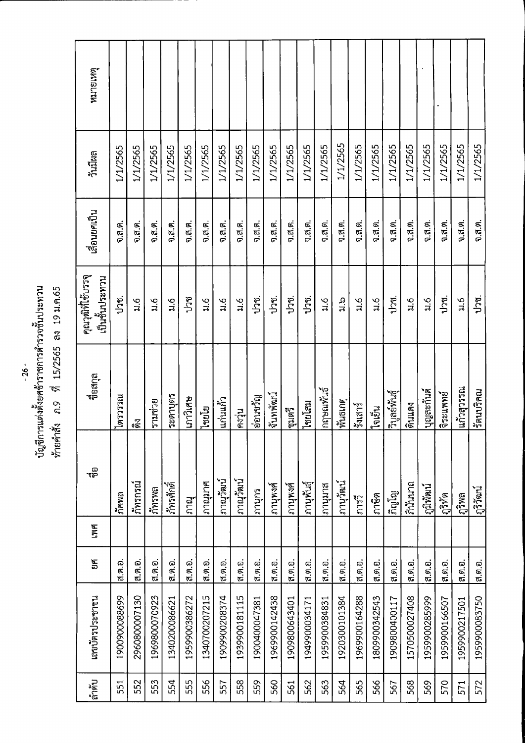บัญชีการแต่งตั้งยศข้าราชการตำรวจชั้นประทวน
ท้ายคำสั่ง ภ.9 ที่ 15/2565 ลง 19 ม.ค.65

| ลำดับ | เลขบัตรประชาชน | ยศ | เพศ | ชื่อ | ชื่อสกุล | คุณวุฒิที่ใช้บรรจุเป็นชั้นประทวน | เลื่อนยศเป็น | วันมีผล | หมายเหตุ |
|---|---|---|---|---|---|---|---|---|---|
| 551 | 1909900088699 | ส.ต.อ. | | ภัคพล | ไตรวรรณ | ปวช. | จ.ส.ต. | 1/1/2565 | |
| 552 | 2960800007130 | ส.ต.อ. | | ภัทรกรณ์ | ดิง | ม.6 | จ.ส.ต. | 1/1/2565 | |
| 553 | 1969800070923 | ส.ต.อ. | | ภัทรพล | รามช่วย | ม.6 | จ.ส.ต. | 1/1/2565 | |
| 554 | 1340200086621 | ส.ต.อ. | | ภัทรศักดิ์ | ระดาบุตร | ม.6 | จ.ส.ต. | 1/1/2565 | |
| 555 | 1959900386272 | ส.ต.อ. | | ภานุ | เภาวิเศษ | ปวช | จ.ส.ต. | 1/1/2565 | |
| 556 | 1340700207215 | ส.ต.อ. | | ภาณุเภศ | ไชยโย | ม.6 | จ.ส.ต. | 1/1/2565 | |
| 557 | 1909900208374 | ส.ต.อ. | | ภาณุวัฒน์ | แก่นแก้ว | ม.6 | จ.ส.ต. | 1/1/2565 | |
| 558 | 1939900181115 | ส.ต.อ. | | ภาณุวัฒน์ | คงวุ่น | ม.6 | จ.ส.ต. | 1/1/2565 | |
| 559 | 1900400047381 | ส.ต.อ. | | ภานุกร | อ่อนขวัญ | ปวช. | จ.ส.ต. | 1/1/2565 | |
| 560 | 1969900142438 | ส.ต.อ. | | ภานุพงศ์ | จันทพัฒน์ | ปวช. | จ.ส.ต. | 1/1/2565 | |
| 561 | 1909800643401 | ส.ต.อ. | | ภานุพงศ์ | ชุมดี | ปวช. | จ.ส.ต. | 1/1/2565 | |
| 562 | 1949900034171 | ส.ต.อ. | | ภานุพันธุ์ | ไชยโสม | ปวช. | จ.ส.ต. | 1/1/2565 | |
| 563 | 1959900384831 | ส.ต.อ. | | ภานุมาส | กฤษณพันธ์ | ม.6 | จ.ส.ต. | 1/1/2565 | |
| 564 | 1920300101384 | ส.ต.อ. | | ภานุวัฒน์ | พันธเกตุ | ม.6 | จ.ส.ต. | 1/1/2565 | |
| 565 | 1969900164288 | ส.ต.อ. | | ภารวี | รังเสาร์ | ม.6 | จ.ส.ต. | 1/1/2565 | |
| 566 | 1809900342543 | ส.ต.อ. | | ภาษิต | ใจเย็น | ม.6 | จ.ส.ต. | 1/1/2565 | |
| 567 | 1909800400117 | ส.ต.อ. | | ภิญโญ | วิบูลย์พันธุ์ | ปวช. | จ.ส.ต. | 1/1/2565 | |
| 568 | 1570500027408 | ส.ต.อ. | | ภิมนภาส | ดินแดง | ม.6 | จ.ส.ต. | 1/1/2565 | |
| 569 | 1959900285999 | ส.ต.อ. | | ภูมิพัฒน์ | บุญสะกันต์ | ม.6 | จ.ส.ต. | 1/1/2565 | |
| 570 | 1959900166507 | ส.ต.อ. | | ภูวิทัต | จิระแพทย์ | ปวช. | จ.ส.ต. | 1/1/2565 | |
| 571 | 1959900217501 | ส.ต.อ. | | ภูริพล | แก้วสุวรรณ | ม.6 | จ.ส.ต. | 1/1/2565 | |
| 572 | 1959900083750 | ส.ต.อ. | | ภูริวัฒน์ | รัตนบริคณ | ปวช. | จ.ส.ต. | 1/1/2565 | |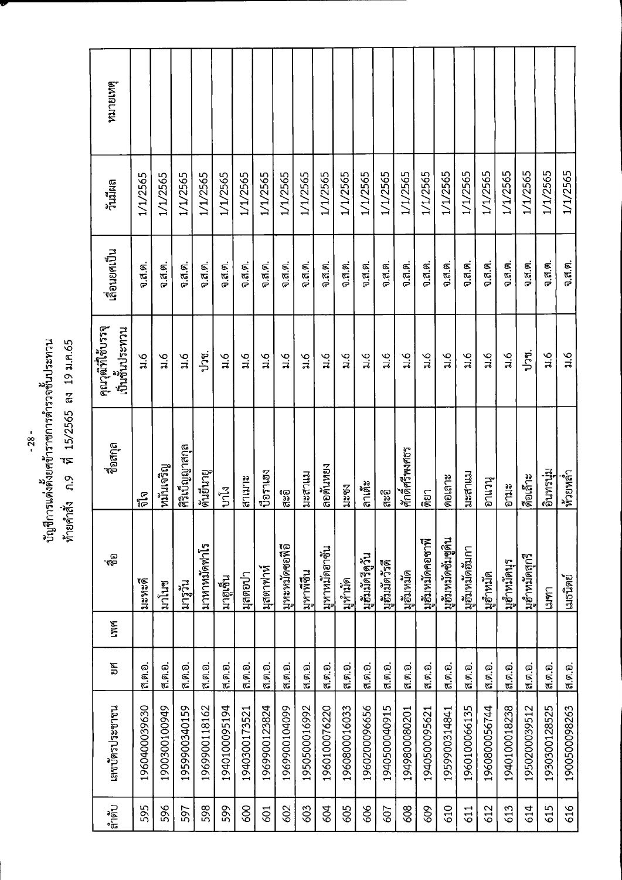บัญชีการแต่งตั้งยศข้าราชการตำรวจชั้นประทวน

ท้ายคำสั่ง ภ.9 ที่ 15/2565 ลง 19 ม.ค.65

| ลำดับ | เลขบัตรประชาชน | ยศ | เพศ | ชื่อ | ชื่อสกุล | คุณวุฒิที่ใช้บรรจุเป็นชั้นประทวน | เลื่อนยศเป็น | วันมีผล | หมายเหตุ |
|---|---|---|---|---|---|---|---|---|---|
| 595 | 1960400039630 | ส.ต.อ. | | มะหยดี | จิใจ | ม.6 | จ.ส.ต. | 1/1/2565 | |
| 596 | 1900300100949 | ส.ต.อ. | | มาโนช | หมื่นเจริญ | ม.6 | จ.ส.ต. | 1/1/2565 | |
| 597 | 1959900340159 | ส.ต.อ. | | มารูวัน | ศิริเป็ญญาสกุล | ม.6 | จ.ส.ต. | 1/1/2565 | |
| 598 | 1969900118162 | ส.ต.อ. | | มาหามะอัดฟาโร | ต้นเยี่ยนาย | ปวช. | จ.ส.ต. | 1/1/2565 | |
| 599 | 1940100095194 | ส.ต.อ. | | มาฮูเซ็น | บาโง | ม.6 | จ.ส.ต. | 1/1/2565 | |
| 600 | 1940300173521 | ส.ต.อ. | | มุสตอปา | สาเมาะ | ม.6 | จ.ส.ต. | 1/1/2565 | |
| 601 | 1969900123824 | ส.ต.อ. | | มุสตาฟาห์ | ป๊อราเฮง | ม.6 | จ.ส.ต. | 1/1/2565 | |
| 602 | 1969900104099 | ส.ต.อ. | | มุหะหมัดซอฟือ | สะอิ | ม.6 | จ.ส.ต. | 1/1/2565 | |
| 603 | 1950500016992 | ส.ต.อ. | | มูหาพีซีน | มะสาแม | ม.6 | จ.ส.ต. | 1/1/2565 | |
| 604 | 1960100076220 | ส.ต.อ. | | มูหาหมัดฮาซีน | ลอดินเหยง | ม.6 | จ.ส.ต. | 1/1/2565 | |
| 605 | 1960800016033 | ส.ต.อ. | | มูกำมัด | มะซง | ม.6 | จ.ส.ต. | 1/1/2565 | |
| 606 | 1960200096656 | ส.ต.อ. | | มูฮัมมัดรีดูวัน | ลาเต๊ะ | ม.6 | จ.ส.ต. | 1/1/2565 | |
| 607 | 1940500040915 | ส.ต.อ. | | มูฮัมมัดรีวัดี | สะอิ | ม.6 | จ.ส.ต. | 1/1/2565 | |
| 608 | 1949800080201 | ส.ต.อ. | | มูฮัมหมัด | ศักดิ์ศรีพงศธร | ม.6 | จ.ส.ต. | 1/1/2565 | |
| 609 | 1940500095621 | ส.ต.อ. | | มูฮัมหมัดออซาพี | ติยา | ม.6 | จ.ส.ต. | 1/1/2565 | |
| 610 | 1959900314841 | ส.ต.อ. | | มูฮัมหมัดซัมซูดิน | ดอเลาะ | ม.6 | จ.ส.ต. | 1/1/2565 | |
| 611 | 1960100066135 | ส.ต.อ. | | มูฮัมหมัดอัมกา | มะสาแม | ม.6 | จ.ส.ต. | 1/1/2565 | |
| 612 | 1960800056744 | ส.ต.อ. | | มูฮำหมัด | อาแวน | ม.6 | จ.ส.ต. | 1/1/2565 | |
| 613 | 1940100018238 | ส.ต.อ. | | มูฮำหมัดนูร | อาแซะ | ม.6 | จ.ส.ต. | 1/1/2565 | |
| 614 | 1950200039512 | ส.ต.อ. | | มูฮำหมัดสุกรี | ดือเล๊าะ | ปวช. | จ.ส.ต. | 1/1/2565 | |
| 615 | 1930300128525 | ส.ต.อ. | | เมฑา | อินทรนุ่ม | ม.6 | จ.ส.ต. | 1/1/2565 | |
| 616 | 1900500098263 | ส.ต.อ. | | เมธินัย | ห้วยหล่ำ | ม.6 | จ.ส.ต. | 1/1/2565 | |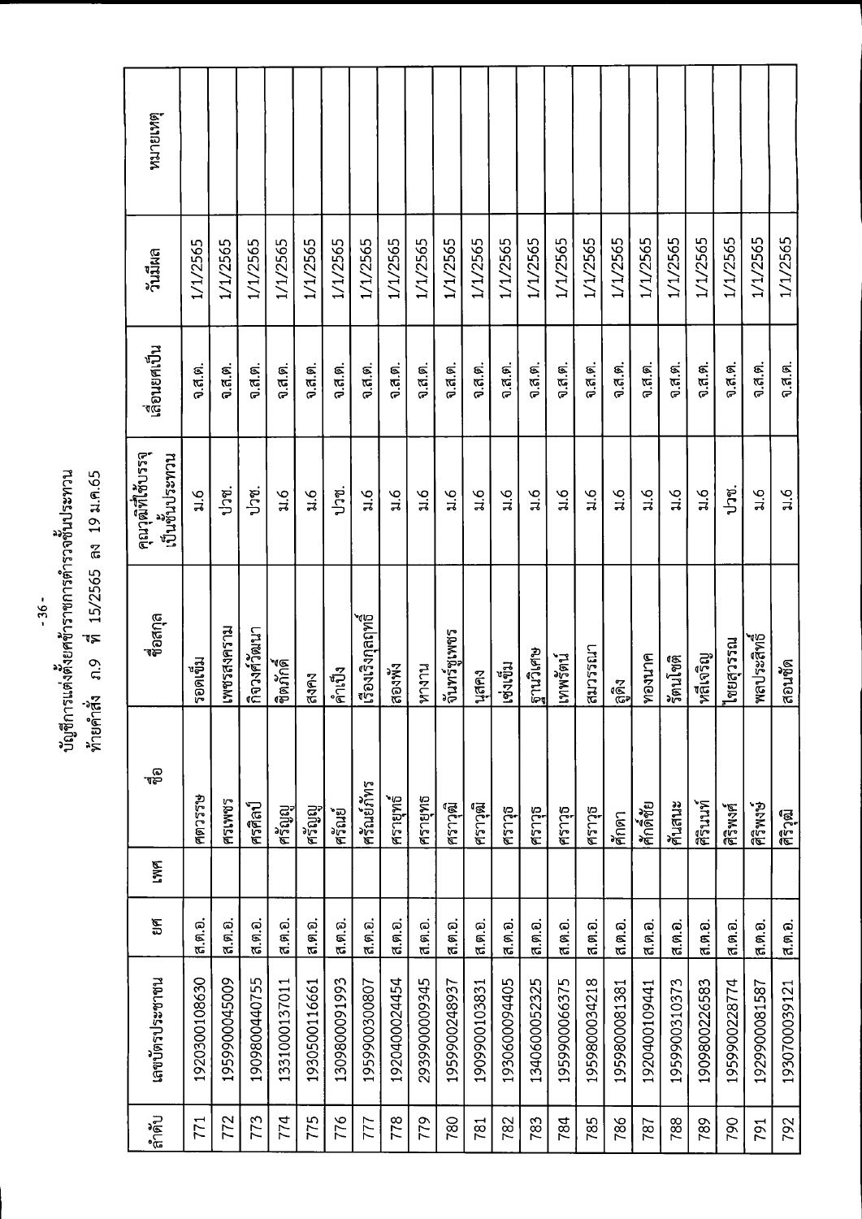บัญชีการแต่งตั้งยศข้าราชการตำรวจชั้นประทวน

ท้ายคำสั่ง ภ.9 ที่ 15/2565 ลง 19 ม.ค.65

| ลำดับ | เลขบัตรประชาชน | ยศ | เพศ | ชื่อ | ชื่อสกุล | คุณวุฒิที่ใช้บรรจุเป็นชั้นประทวน | เลื่อนยศเป็น | วันมีผล | หมายเหตุ |
|---|---|---|---|---|---|---|---|---|---|
| 771 | 1920300108630 | ส.ต.อ. | | ศตวรรษ | รอดเขียน | ม.6 | จ.ส.ต. | 1/1/2565 | |
| 772 | 1959900045009 | ส.ต.อ. | | ศรเพชร | เพชรสงคราม | ปวช. | จ.ส.ต. | 1/1/2565 | |
| 773 | 1909800440755 | ส.ต.อ. | | ศรศิลป์ | กิจวงศ์วัฒนา | ปวช. | จ.ส.ต. | 1/1/2565 | |
| 774 | 1331000137011 | ส.ต.อ. | | ศรัญญู | ชิตภักดี | ม.6 | จ.ส.ต. | 1/1/2565 | |
| 775 | 1930500116661 | ส.ต.อ. | | ศรัญญู | สงคง | ม.6 | จ.ส.ต. | 1/1/2565 | |
| 776 | 1309800091993 | ส.ต.อ. | | ศรัณย์ | คำเป็ง | ปวช. | จ.ส.ต. | 1/1/2565 | |
| 777 | 1959900300807 | ส.ต.อ. | | ศรัณย์ภัทร | เรืองเจริญกุลฤทธิ์ | ม.6 | จ.ส.ต. | 1/1/2565 | |
| 778 | 1920400024454 | ส.ต.อ. | | ศรายุทธ์ | สองพิง | ม.6 | จ.ส.ต. | 1/1/2565 | |
| 779 | 2939900009345 | ส.ต.อ. | | ศรายุทธ | หางาน | ม.6 | จ.ส.ต. | 1/1/2565 | |
| 780 | 1959900248937 | ส.ต.อ. | | ศราวุฒิ | จันทร์ชูเพชร | ม.6 | จ.ส.ต. | 1/1/2565 | |
| 781 | 1909900103831 | ส.ต.อ. | | ศราวุฒิ | นุสดง | ม.6 | จ.ส.ต. | 1/1/2565 | |
| 782 | 1930600094405 | ส.ต.อ. | | ศราวุธ | เซ่งเข็ม | ม.6 | จ.ส.ต. | 1/1/2565 | |
| 783 | 1340600052325 | ส.ต.อ. | | ศราวุธ | ฐานวิเศษ | ม.6 | จ.ส.ต. | 1/1/2565 | |
| 784 | 1959900066375 | ส.ต.อ. | | ศราวุธ | เทพรัตน์ | ม.6 | จ.ส.ต. | 1/1/2565 | |
| 785 | 1959800034218 | ส.ต.อ. | | ศราวุธ | สมวรรณา | ม.6 | จ.ส.ต. | 1/1/2565 | |
| 786 | 1959800081381 | ส.ต.อ. | | ศักดา | ลู่ดิง | ม.6 | จ.ส.ต. | 1/1/2565 | |
| 787 | 1920400109441 | ส.ต.อ. | | ศักดิ์ชัย | ทองนาค | ม.6 | จ.ส.ต. | 1/1/2565 | |
| 788 | 1959900310373 | ส.ต.อ. | | ศันสนะ | รัตนโชติ | ม.6 | จ.ส.ต. | 1/1/2565 | |
| 789 | 1909800226583 | ส.ต.อ. | | ศิรินทร์ | หลีเจริญ | ม.6 | จ.ส.ต. | 1/1/2565 | |
| 790 | 1959900228774 | ส.ต.อ. | | ศิริพงศ์ | ไชยสุวรรณ | ปวช. | จ.ส.ต. | 1/1/2565 | |
| 791 | 1929900081587 | ส.ต.อ. | | ศิริพงษ์ | พลประสิทธิ์ | ม.6 | จ.ส.ต. | 1/1/2565 | |
| 792 | 1930700039121 | ส.ต.อ. | | ศิริวุฒิ | สอนชัด | ม.6 | จ.ส.ต. | 1/1/2565 | |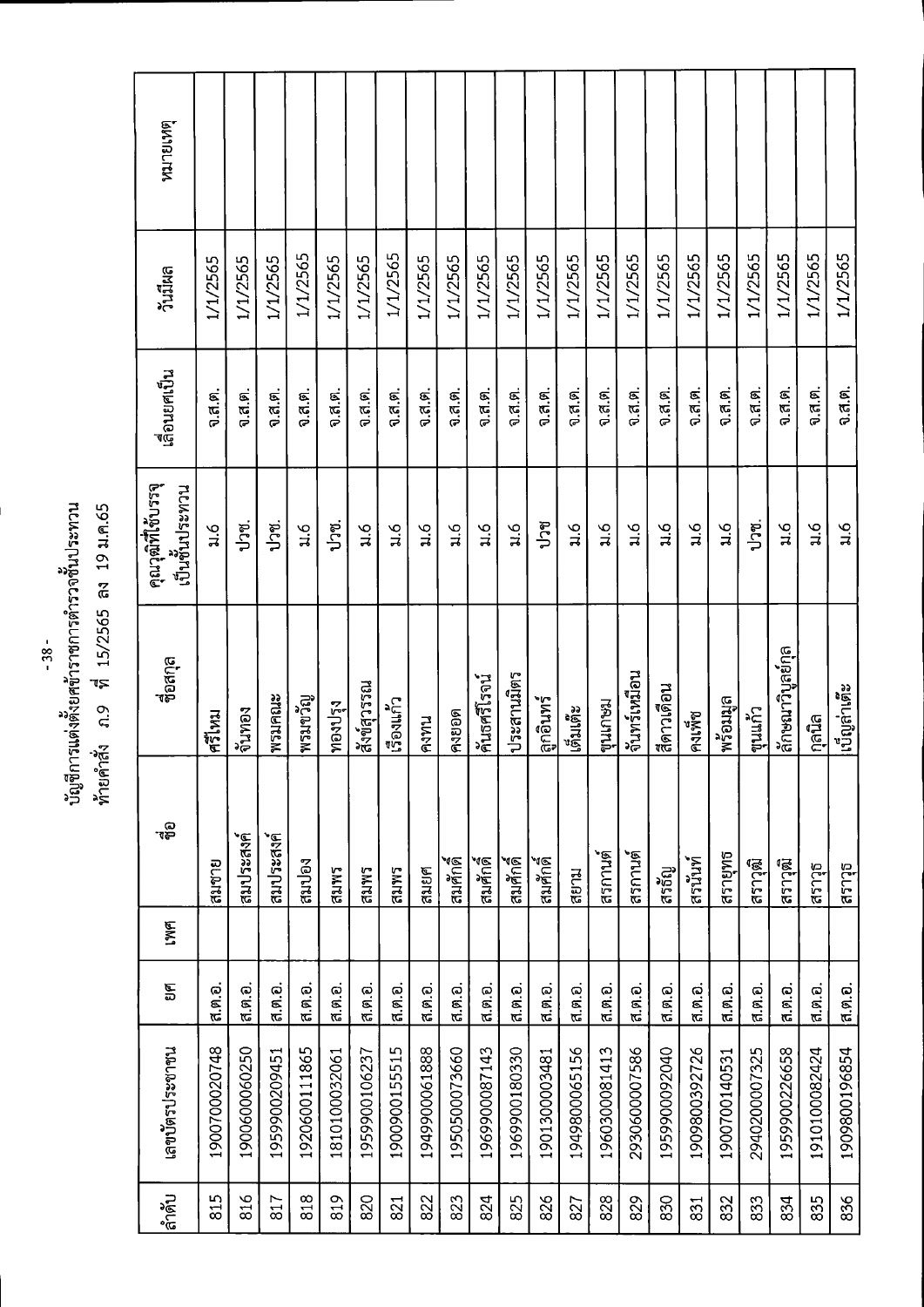บัญชีการแต่งตั้งยศข้าราชการตำรวจชั้นประทวน
ท้ายคำสั่ง ภ.9 ที่ 15/2565 ลง 19 ม.ค.65

| ลำดับ | เลขบัตรประชาชน | ยศ | เพศ | ชื่อ | ชื่อสกุล | คุณวุฒิที่ใช้บรรจุเป็นชั้นประทวน | เลื่อนยศเป็น | วันมีผล | หมายเหตุ |
|---|---|---|---|---|---|---|---|---|---|
| 815 | 1900700020748 | ส.ต.อ. | | สมชาย | ศรีไหม | ม.6 | จ.ส.ต. | 1/1/2565 | |
| 816 | 1900600060250 | ส.ต.อ. | | สมประสงค์ | จันทอง | ปวช. | จ.ส.ต. | 1/1/2565 | |
| 817 | 1959900209451 | ส.ต.อ. | | สมประสงค์ | พรมคณะ | ปวช. | จ.ส.ต. | 1/1/2565 | |
| 818 | 1920600111865 | ส.ต.อ. | | สมปอง | พรมขวัญ | ม.6 | จ.ส.ต. | 1/1/2565 | |
| 819 | 1810100032061 | ส.ต.อ. | | สมพร | ทองปรุง | ปวช. | จ.ส.ต. | 1/1/2565 | |
| 820 | 1959900106237 | ส.ต.อ. | | สมพร | สังข์สุวรรณ | ม.6 | จ.ส.ต. | 1/1/2565 | |
| 821 | 1900900155515 | ส.ต.อ. | | สมพร | เรืองแก้ว | ม.6 | จ.ส.ต. | 1/1/2565 | |
| 822 | 1949900061888 | ส.ต.อ. | | สมยศ | คงทน | ม.6 | จ.ส.ต. | 1/1/2565 | |
| 823 | 1950500073660 | ส.ต.อ. | | สมศักดิ์ | คงยอด | ม.6 | จ.ส.ต. | 1/1/2565 | |
| 824 | 1969900087143 | ส.ต.อ. | | สมศักดิ์ | คันธศรีโรจน์ | ม.6 | จ.ส.ต. | 1/1/2565 | |
| 825 | 1969900180330 | ส.ต.อ. | | สมศักดิ์ | ประสานมิตร | ม.6 | จ.ส.ต. | 1/1/2565 | |
| 826 | 1901300003481 | ส.ต.อ. | | สมศักดิ์ | ลูกอินทร์ | ปวช | จ.ส.ต. | 1/1/2565 | |
| 827 | 1949800065156 | ส.ต.อ. | | สยาม | เจิ้มเต๊ะ | ม.6 | จ.ส.ต. | 1/1/2565 | |
| 828 | 1960300081413 | ส.ต.อ. | | สรกานต์ | ขุนเกษม | ม.6 | จ.ส.ต. | 1/1/2565 | |
| 829 | 2930600007586 | ส.ต.อ. | | สรกานต์ | จันทร์เหมือน | ม.6 | จ.ส.ต. | 1/1/2565 | |
| 830 | 1959900092040 | ส.ต.อ. | | สรธัญ | สีดาวเดือน | ม.6 | จ.ส.ต. | 1/1/2565 | |
| 831 | 1909800392726 | ส.ต.อ. | | สรนันท์ | คงเพ็ช | ม.6 | จ.ส.ต. | 1/1/2565 | |
| 832 | 1900700140531 | ส.ต.อ. | | สรายุทธ | พร้อมมูล | ม.6 | จ.ส.ต. | 1/1/2565 | |
| 833 | 2940200007325 | ส.ต.อ. | | สราวุฒิ | ขุนแก้ว | ปวช. | จ.ส.ต. | 1/1/2565 | |
| 834 | 1959900226658 | ส.ต.อ. | | สราวุฒิ | ลักษณาวิบูลย์กุล | ม.6 | จ.ส.ต. | 1/1/2565 | |
| 835 | 1910100082424 | ส.ต.อ. | | สราวุธ | กุลนิล | ม.6 | จ.ส.ต. | 1/1/2565 | |
| 836 | 1909800196854 | ส.ต.อ. | | สราวุธ | เบ็ญล่าเต๊ะ | ม.6 | จ.ส.ต. | 1/1/2565 | |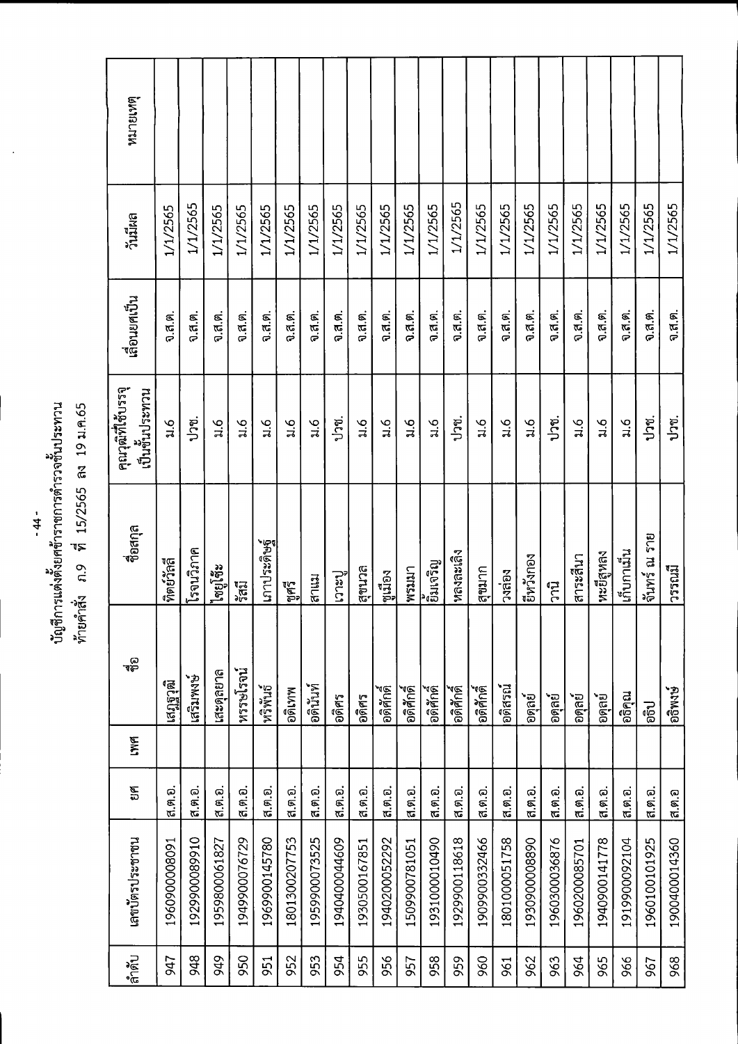บัญชีการแต่งตั้งเลื่อนยศข้าราชการตำรวจชั้นประทวน

ท้ายคำสั่ง ภ.9 ที่ 15/2565 ลง 19 ม.ค.65

| ลำดับ | เลขบัตรประชาชน | ยศ | เพศ | ชื่อ | ชื่อสกุล | คุณวุฒิที่ใช้บรรจุเป็นชั้นประทวน | เลื่อนยศเป็น | วันมีผล | หมายเหตุ |
|---|---|---|---|---|---|---|---|---|---|
| 947 | 1960900008091 | ส.ต.อ. | | เสฎฐวุฒิ | ทิตย์วัสดี | ม.6 | จ.ส.ต. | 1/1/2565 | |
| 948 | 1929900089910 | ส.ต.อ. | | เสริมพงษ์ | โรจนวิภาค | ปวช. | จ.ส.ต. | 1/1/2565 | |
| 949 | 1959800061827 | ส.ต.อ. | | เสะตุลยาล | ไซยูโซ๊ะ | ม.6 | จ.ส.ต. | 1/1/2565 | |
| 950 | 1949900076729 | ส.ต.อ. | | หรรษ์โรจน์ | รัศมี | ม.6 | จ.ส.ต. | 1/1/2565 | |
| 951 | 1969900145780 | ส.ต.อ. | | หิรัญพันธ์ | เกาประดิษฐ์ | ม.6 | จ.ส.ต. | 1/1/2565 | |
| 952 | 1801300207753 | ส.ต.อ. | | อดิเทพ | ขูศรี | ม.6 | จ.ส.ต. | 1/1/2565 | |
| 953 | 1959900073525 | ส.ต.อ. | | อดินันท์ | สาแม | ม.6 | จ.ส.ต. | 1/1/2565 | |
| 954 | 1940400044609 | ส.ต.อ. | | อดิศร | เวาะปู | ปวช. | จ.ส.ต. | 1/1/2565 | |
| 955 | 1930500167851 | ส.ต.อ. | | อดิศร | สุขนวล | ม.6 | จ.ส.ต. | 1/1/2565 | |
| 956 | 1940200052292 | ส.ต.อ. | | อดิศักดิ์ | ขูเมือง | ม.6 | จ.ส.ต. | 1/1/2565 | |
| 957 | 1509900781051 | ส.ต.อ. | | อดิศักดิ์ | พรมมา | ม.6 | จ.ส.ต. | 1/1/2565 | |
| 958 | 1931000010490 | ส.ต.อ. | | อดิศักดิ์ | ยิ้มเจริญ | ม.6 | จ.ส.ต. | 1/1/2565 | |
| 959 | 1929900118618 | ส.ต.อ. | | อดิศักดิ์ | หลงละเลิง | ปวช. | จ.ส.ต. | 1/1/2565 | |
| 960 | 1909900332466 | ส.ต.อ. | | อดิศักดิ์ | สุขมาก | ม.6 | จ.ส.ต. | 1/1/2565 | |
| 961 | 1801000051758 | ส.ต.อ. | | อดิสรณ์ | วงล่อง | ม.6 | จ.ส.ต. | 1/1/2565 | |
| 962 | 1930900008890 | ส.ต.อ. | | อดุลย์ | ยี่หวังกอง | ม.6 | จ.ส.ต. | 1/1/2565 | |
| 963 | 1960300036876 | ส.ต.อ. | | อดุลย์ | วานิ | ปวช. | จ.ส.ต. | 1/1/2565 | |
| 964 | 1960200085701 | ส.ต.อ. | | อดุลย์ | สาระสีนา | ม.6 | จ.ส.ต. | 1/1/2565 | |
| 965 | 1940900141778 | ส.ต.อ. | | อดุลย์ | หะยีสุหลง | ม.6 | จ.ส.ต. | 1/1/2565 | |
| 966 | 1919900092104 | ส.ต.อ. | | อธิคุณ | เก็บกาเม้น | ม.6 | จ.ส.ต. | 1/1/2565 | |
| 967 | 1960100101925 | ส.ต.อ. | | อธิป | จันทร์ ณ ราย | ปวช. | จ.ส.ต. | 1/1/2565 | |
| 968 | 1900400014360 | ส.ต.อ | | อธิพงษ์ | วรรณมี | ปวช. | จ.ส.ต. | 1/1/2565 | |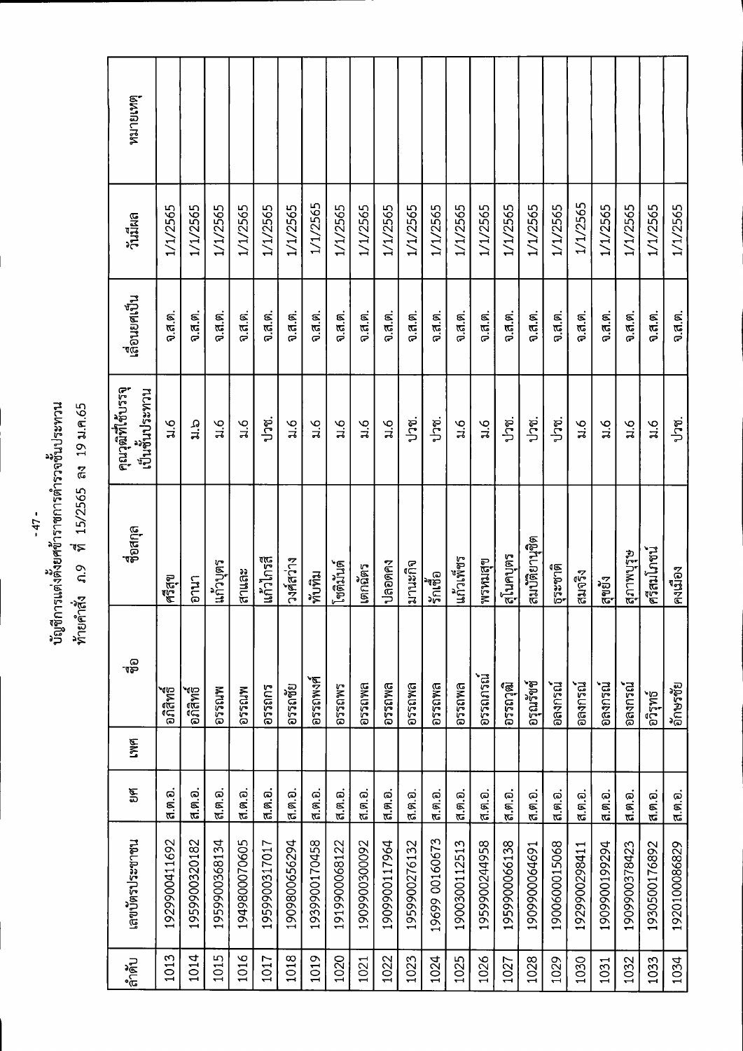บัญชีการแต่งตั้งยศข้าราชการตำรวจชั้นประทวน
ท้ายคำสั่ง ภ.9 ที่ 15/2565 ลง 19 ม.ค.65

| ลำดับ | เลขบัตรประชาชน | ยศ | เพศ | ชื่อ | ชื่อสกุล | คุณวุฒิที่ใช้บรรจุเป็นชั้นประทวน | เลื่อนยศเป็น | วันมีผล | หมายเหตุ |
|---|---|---|---|---|---|---|---|---|---|
| 1013 | 1929900411692 | ส.ต.อ. | | อภิสิทธิ์ | ศรีสุข | ม.6 | จ.ส.ต. | 1/1/2565 | |
| 1014 | 1959900320182 | ส.ต.อ. | | อภิสิทธิ์ | อานา | ม.6 | จ.ส.ต. | 1/1/2565 | |
| 1015 | 1959900368134 | ส.ต.อ. | | อรรณพ | แก้วบุตร | ม.6 | จ.ส.ต. | 1/1/2565 | |
| 1016 | 1949800070605 | ส.ต.อ. | | อรรณพ | สาและ | ม.6 | จ.ส.ต. | 1/1/2565 | |
| 1017 | 1959900317017 | ส.ต.อ. | | อรรถกร | แก้วไกรสี | ปวช. | จ.ส.ต. | 1/1/2565 | |
| 1018 | 1909800656294 | ส.ต.อ. | | อรรถชัย | วงศ์สว่าง | ม.6 | จ.ส.ต. | 1/1/2565 | |
| 1019 | 1939900170458 | ส.ต.อ. | | อรรถพงศ์ | ทับทิม | ม.6 | จ.ส.ต. | 1/1/2565 | |
| 1020 | 1919900068122 | ส.ต.อ. | | อรรถพร | โชติมันต์ | ม.6 | จ.ส.ต. | 1/1/2565 | |
| 1021 | 1909900300092 | ส.ต.อ. | | อรรถพล | เตกฉัตร | ม.6 | จ.ส.ต. | 1/1/2565 | |
| 1022 | 1909900117964 | ส.ต.อ. | | อรรถพล | ปลอดคง | ม.6 | จ.ส.ต. | 1/1/2565 | |
| 1023 | 1959900276132 | ส.ต.อ. | | อรรถพล | มานะกิจ | ปวช. | จ.ส.ต. | 1/1/2565 | |
| 1024 | 19699 00160673 | ส.ต.อ. | | อรรถพล | รักเชื้อ | ปวช. | จ.ส.ต. | 1/1/2565 | |
| 1025 | 1900300112513 | ส.ต.อ. | | อรรถพล | แก้วเพ็ชร | ม.6 | จ.ส.ต. | 1/1/2565 | |
| 1026 | 1959900244958 | ส.ต.อ. | | อรรถภรณ์ | พรหมสุข | ม.6 | จ.ส.ต. | 1/1/2565 | |
| 1027 | 1959900066138 | ส.ต.อ. | | อรรถวุฒิ | สุโนคบุตร | ปวช. | จ.ส.ต. | 1/1/2565 | |
| 1028 | 1909900064691 | ส.ต.อ. | | อรุณรัชช์ | สมบัติยานุชิต | ปวช. | จ.ส.ต. | 1/1/2565 | |
| 1029 | 1900600015068 | ส.ต.อ. | | อลงกรณ์ | ธุระชาติ | ปวช. | จ.ส.ต. | 1/1/2565 | |
| 1030 | 1929900298411 | ส.ต.อ. | | อลงกรณ์ | สมจริง | ม.6 | จ.ส.ต. | 1/1/2565 | |
| 1031 | 1909900199294 | ส.ต.อ. | | อลงกรณ์ | สุขยัง | ม.6 | จ.ส.ต. | 1/1/2565 | |
| 1032 | 1909900378423 | ส.ต.อ. | | อลงกรณ์ | สุภาพบุรุษ | ม.6 | จ.ส.ต. | 1/1/2565 | |
| 1033 | 1930500176892 | ส.ต.อ. | | อวิรุทธ์ | ศรีสมโภชน์ | ม.6 | จ.ส.ต. | 1/1/2565 | |
| 1034 | 1920100086829 | ส.ต.อ. | | อักษรชัย | คงเมือง | ปวช. | จ.ส.ต. | 1/1/2565 | |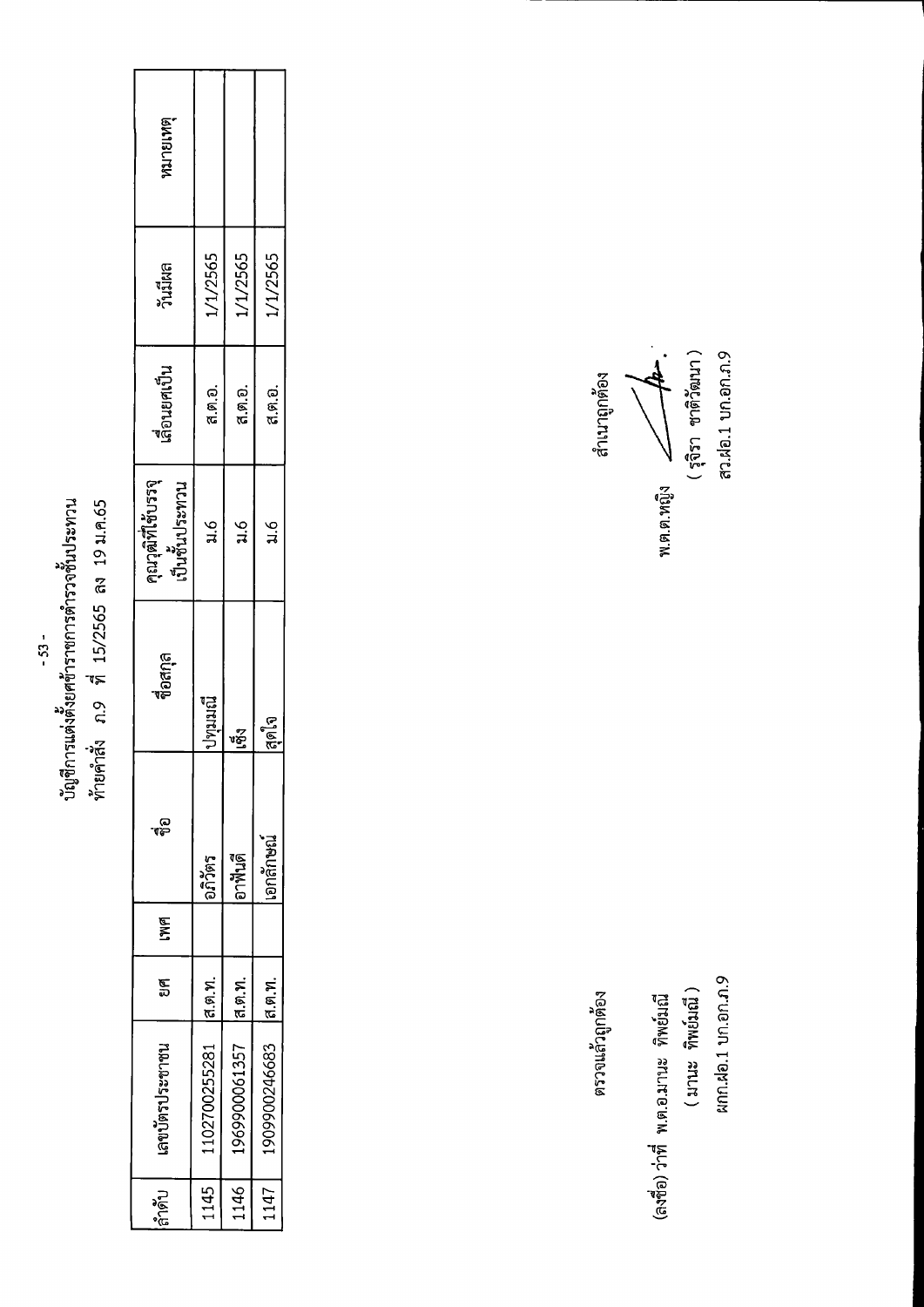บัญชีการแต่งตั้งยศข้าราชการตำรวจชั้นประทวน

ท้ายคำสั่ง ภ.9 ที่ 15/2565 ลง 19 ม.ค.65

| ลำดับ | เลขบัตรประชาชน | ยศ | เพศ | ชื่อ | ชื่อสกุล | คุณวุฒิที่ใช้บรรจุเป็นชั้นประทวน | เลื่อนยศเป็น | วันมีผล | หมายเหตุ |
|---|---|---|---|---|---|---|---|---|---|
| 1145 | 1102700255281 | ส.ต.ท. | | อภิวัตร | ปทุมมณี | ม.6 | ส.ต.อ. | 1/1/2565 | |
| 1146 | 1969900061357 | ส.ต.ท. | | อาฟันดี | เซ็ง | ม.6 | ส.ต.อ. | 1/1/2565 | |
| 1147 | 1909900246683 | ส.ต.ท. | | เอกลักษณ์ | สุดใจ | ม.6 | ส.ต.อ. | 1/1/2565 | |

ตรวจแล้วถูกต้อง

(ลงชื่อ) ว่าที่ พ.ต.อ.มานะ ทิพย์มณี

( มานะ ทิพย์มณี )

ผกก.ฝอ.1 บก.อก.ภ.9

สำเนาถูกต้อง

พ.ต.ต.หญิง

( รุจิรา ชาติวัฒนา )

สว.ฝอ.1 บก.อก.ภ.9